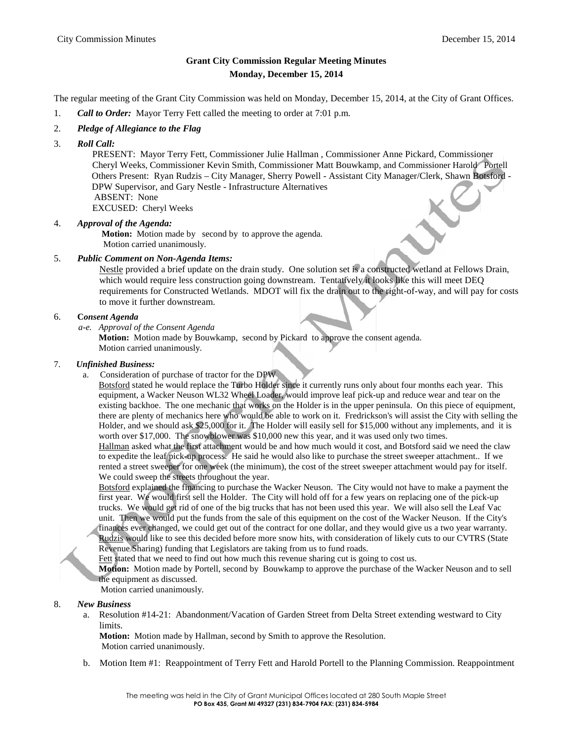# Grant City Commission Regular Meeting Minutes

## Monday, December 15, 2014

The regular meeting of the Grant City Commission was held on Monday, December 15, 2014, at the City of Grant Offices.

1. ***Call to Order:*** Mayor Terry Fett called the meeting to order at 7:01 p.m.

2. ***Pledge of Allegiance to the Flag***

3. ***Roll Call:***

   PRESENT: Mayor Terry Fett, Commissioner Julie Hallman , Commissioner Anne Pickard, Commissioner Cheryl Weeks, Commissioner Kevin Smith, Commissioner Matt Bouwkamp, and Commissioner Harold Portell
   Others Present: Ryan Rudzis – City Manager, Sherry Powell - Assistant City Manager/Clerk, Shawn Botsford - DPW Supervisor, and Gary Nestle - Infrastructure Alternatives
   ABSENT: None
   EXCUSED: Cheryl Weeks

4. ***Approval of the Agenda:***

   **Motion:** Motion made by second by to approve the agenda.
   Motion carried unanimously.

5. ***Public Comment on Non-Agenda Items:***

   Nestle provided a brief update on the drain study. One solution set is a constructed wetland at Fellows Drain, which would require less construction going downstream. Tentatively it looks like this will meet DEQ requirements for Constructed Wetlands. MDOT will fix the drain out to the right-of-way, and will pay for costs to move it further downstream.

6. **C*onsent Agenda***

   *a-e. Approval of the Consent Agenda*
   **Motion:** Motion made by Bouwkamp, second by Pickard to approve the consent agenda.
   Motion carried unanimously.

7. ***Unfinished Business:***

   a. Consideration of purchase of tractor for the DPW

   Botsford stated he would replace the Turbo Holder since it currently runs only about four months each year. This equipment, a Wacker Neuson WL32 Wheel Loader, would improve leaf pick-up and reduce wear and tear on the existing backhoe. The one mechanic that works on the Holder is in the upper peninsula. On this piece of equipment, there are plenty of mechanics here who would be able to work on it. Fredrickson's will assist the City with selling the Holder, and we should ask $25,000 for it. The Holder will easily sell for $15,000 without any implements, and it is worth over $17,000. The snowblower was $10,000 new this year, and it was used only two times.

   Hallman asked what the first attachment would be and how much would it cost, and Botsford said we need the claw to expedite the leaf pick-up process. He said he would also like to purchase the street sweeper attachment.. If we rented a street sweeper for one week (the minimum), the cost of the street sweeper attachment would pay for itself. We could sweep the streets throughout the year.

   Botsford explained the financing to purchase the Wacker Neuson. The City would not have to make a payment the first year. We would first sell the Holder. The City will hold off for a few years on replacing one of the pick-up trucks. We would get rid of one of the big trucks that has not been used this year. We will also sell the Leaf Vac unit. Then we would put the funds from the sale of this equipment on the cost of the Wacker Neuson. If the City's finances ever changed, we could get out of the contract for one dollar, and they would give us a two year warranty.

   Rudzis would like to see this decided before more snow hits, with consideration of likely cuts to our CVTRS (State Revenue Sharing) funding that Legislators are taking from us to fund roads.

   Fett stated that we need to find out how much this revenue sharing cut is going to cost us.

   **Motion:** Motion made by Portell, second by Bouwkamp to approve the purchase of the Wacker Neuson and to sell the equipment as discussed.
   Motion carried unanimously.

8. ***New Business***

   a. Resolution #14-21: Abandonment/Vacation of Garden Street from Delta Street extending westward to City limits.

   **Motion:** Motion made by Hallman, second by Smith to approve the Resolution.
   Motion carried unanimously.

   b. Motion Item #1: Reappointment of Terry Fett and Harold Portell to the Planning Commission. Reappointment

The meeting was held in the City of Grant Municipal Offices located at 280 South Maple Street
**PO Box 435, Grant MI 49327 (231) 834-7904 FAX: (231) 834-5984**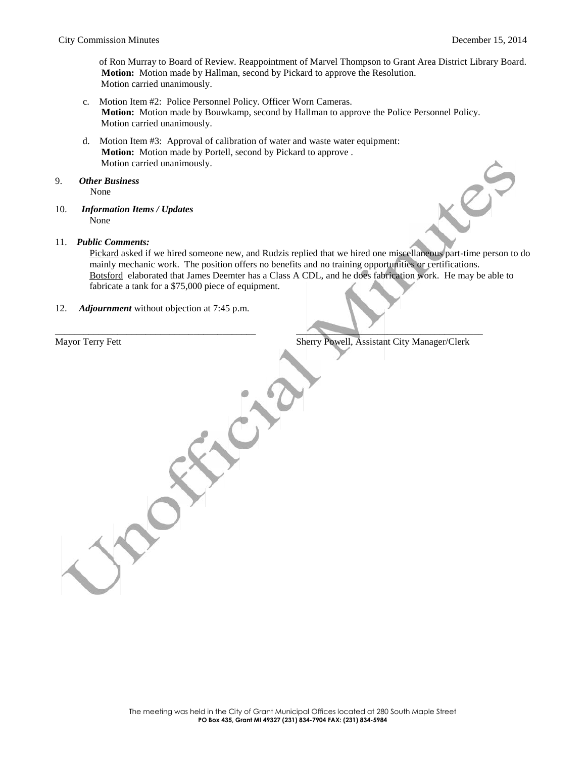of Ron Murray to Board of Review. Reappointment of Marvel Thompson to Grant Area District Library Board.
**Motion:** Motion made by Hallman, second by Pickard to approve the Resolution.
Motion carried unanimously.

c. Motion Item #2: Police Personnel Policy. Officer Worn Cameras.
**Motion:** Motion made by Bouwkamp, second by Hallman to approve the Police Personnel Policy.
Motion carried unanimously.

d. Motion Item #3: Approval of calibration of water and waste water equipment:
**Motion:** Motion made by Portell, second by Pickard to approve .
Motion carried unanimously.

9. ***Other Business***
None

10. ***Information Items / Updates***
None

11. ***Public Comments:***
Pickard asked if we hired someone new, and Rudzis replied that we hired one miscellaneous part-time person to do mainly mechanic work. The position offers no benefits and no training opportunities or certifications.
Botsford elaborated that James Deemter has a Class A CDL, and he does fabrication work. He may be able to fabricate a tank for a $75,000 piece of equipment.

12. ***Adjournment*** without objection at 7:45 p.m.

\_\_\_\_\_\_\_\_\_\_\_\_\_\_\_\_\_\_\_\_\_\_\_\_\_\_\_\_\_\_\_\_\_\_\_\_\_\_\_\_\_\_ \_\_\_\_\_\_\_\_\_\_\_\_\_\_\_\_\_\_\_\_\_\_\_\_\_\_\_\_\_\_\_\_\_\_\_\_\_\_\_\_\_\_
Mayor Terry Fett Sherry Powell, Assistant City Manager/Clerk

Unofficial Minutes

The meeting was held in the City of Grant Municipal Offices located at 280 South Maple Street
**PO Box 435, Grant MI 49327 (231) 834-7904 FAX: (231) 834-5984**